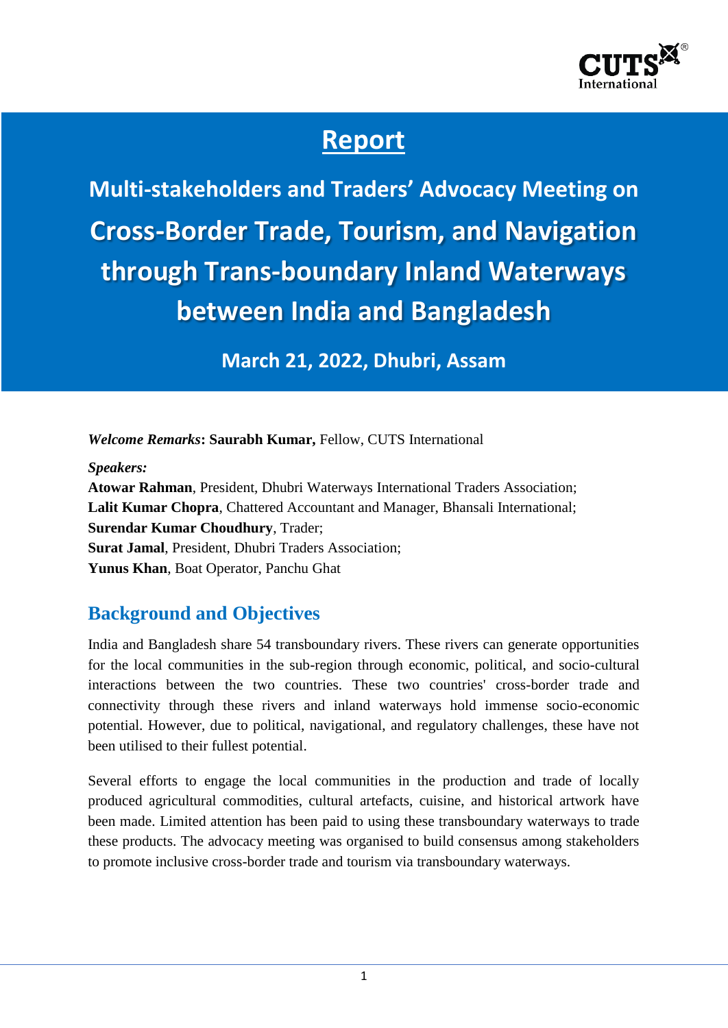CUTS International

# Report

## Multi-stakeholders and Traders' Advocacy Meeting on Cross-Border Trade, Tourism, and Navigation through Trans-boundary Inland Waterways between India and Bangladesh

**March 21, 2022, Dhubri, Assam**

***Welcome Remarks*: Saurabh Kumar,** Fellow, CUTS International

***Speakers:***
**Atowar Rahman**, President, Dhubri Waterways International Traders Association;
**Lalit Kumar Chopra**, Chattered Accountant and Manager, Bhansali International;
**Surendar Kumar Choudhury**, Trader;
**Surat Jamal**, President, Dhubri Traders Association;
**Yunus Khan**, Boat Operator, Panchu Ghat

## Background and Objectives

India and Bangladesh share 54 transboundary rivers. These rivers can generate opportunities for the local communities in the sub-region through economic, political, and socio-cultural interactions between the two countries. These two countries' cross-border trade and connectivity through these rivers and inland waterways hold immense socio-economic potential. However, due to political, navigational, and regulatory challenges, these have not been utilised to their fullest potential.

Several efforts to engage the local communities in the production and trade of locally produced agricultural commodities, cultural artefacts, cuisine, and historical artwork have been made. Limited attention has been paid to using these transboundary waterways to trade these products. The advocacy meeting was organised to build consensus among stakeholders to promote inclusive cross-border trade and tourism via transboundary waterways.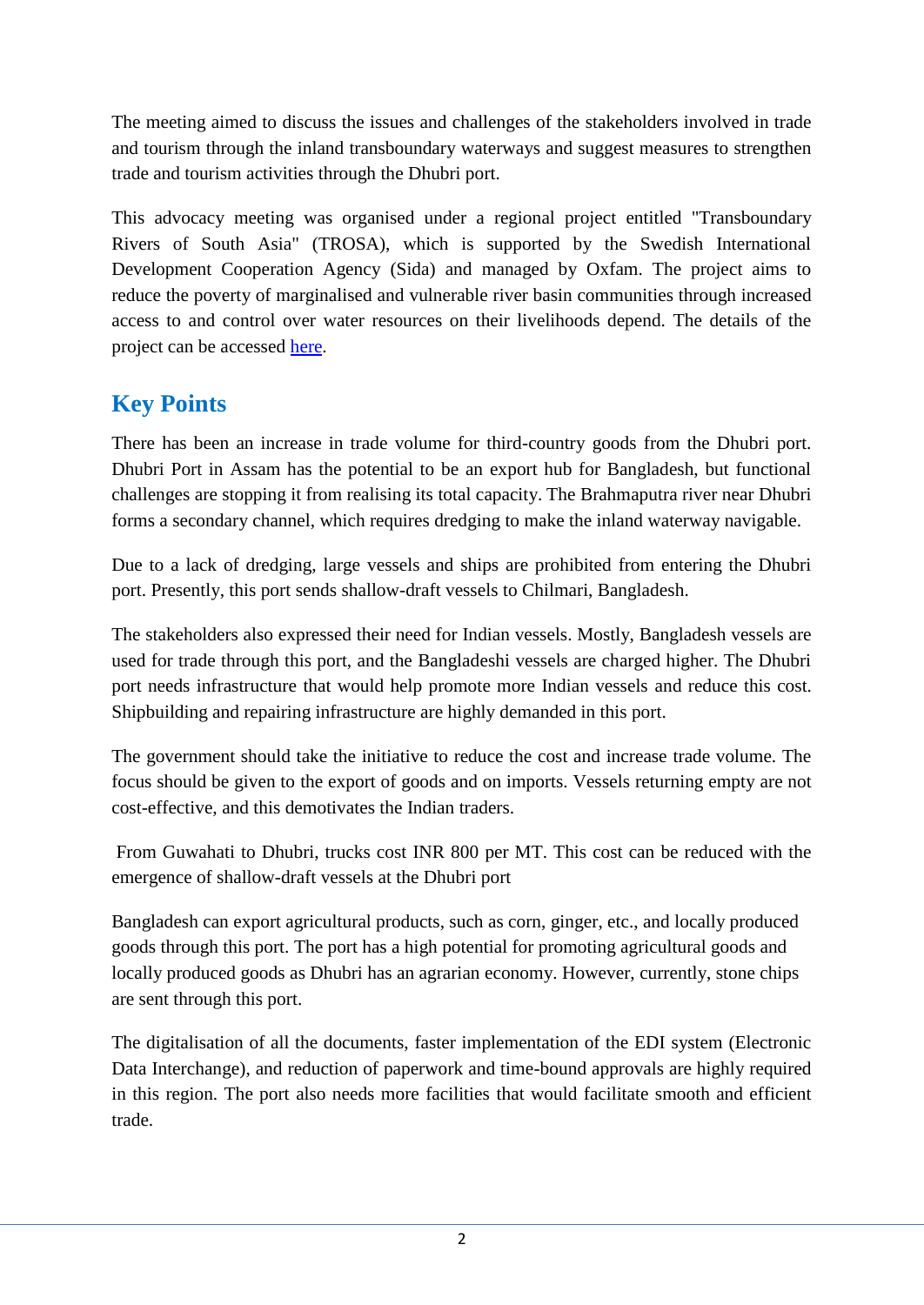The meeting aimed to discuss the issues and challenges of the stakeholders involved in trade and tourism through the inland transboundary waterways and suggest measures to strengthen trade and tourism activities through the Dhubri port.

This advocacy meeting was organised under a regional project entitled "Transboundary Rivers of South Asia" (TROSA), which is supported by the Swedish International Development Cooperation Agency (Sida) and managed by Oxfam. The project aims to reduce the poverty of marginalised and vulnerable river basin communities through increased access to and control over water resources on their livelihoods depend. The details of the project can be accessed here.

## Key Points

There has been an increase in trade volume for third-country goods from the Dhubri port. Dhubri Port in Assam has the potential to be an export hub for Bangladesh, but functional challenges are stopping it from realising its total capacity. The Brahmaputra river near Dhubri forms a secondary channel, which requires dredging to make the inland waterway navigable.

Due to a lack of dredging, large vessels and ships are prohibited from entering the Dhubri port. Presently, this port sends shallow-draft vessels to Chilmari, Bangladesh.

The stakeholders also expressed their need for Indian vessels. Mostly, Bangladesh vessels are used for trade through this port, and the Bangladeshi vessels are charged higher. The Dhubri port needs infrastructure that would help promote more Indian vessels and reduce this cost. Shipbuilding and repairing infrastructure are highly demanded in this port.

The government should take the initiative to reduce the cost and increase trade volume. The focus should be given to the export of goods and on imports. Vessels returning empty are not cost-effective, and this demotivates the Indian traders.

From Guwahati to Dhubri, trucks cost INR 800 per MT. This cost can be reduced with the emergence of shallow-draft vessels at the Dhubri port

Bangladesh can export agricultural products, such as corn, ginger, etc., and locally produced goods through this port. The port has a high potential for promoting agricultural goods and locally produced goods as Dhubri has an agrarian economy. However, currently, stone chips are sent through this port.

The digitalisation of all the documents, faster implementation of the EDI system (Electronic Data Interchange), and reduction of paperwork and time-bound approvals are highly required in this region. The port also needs more facilities that would facilitate smooth and efficient trade.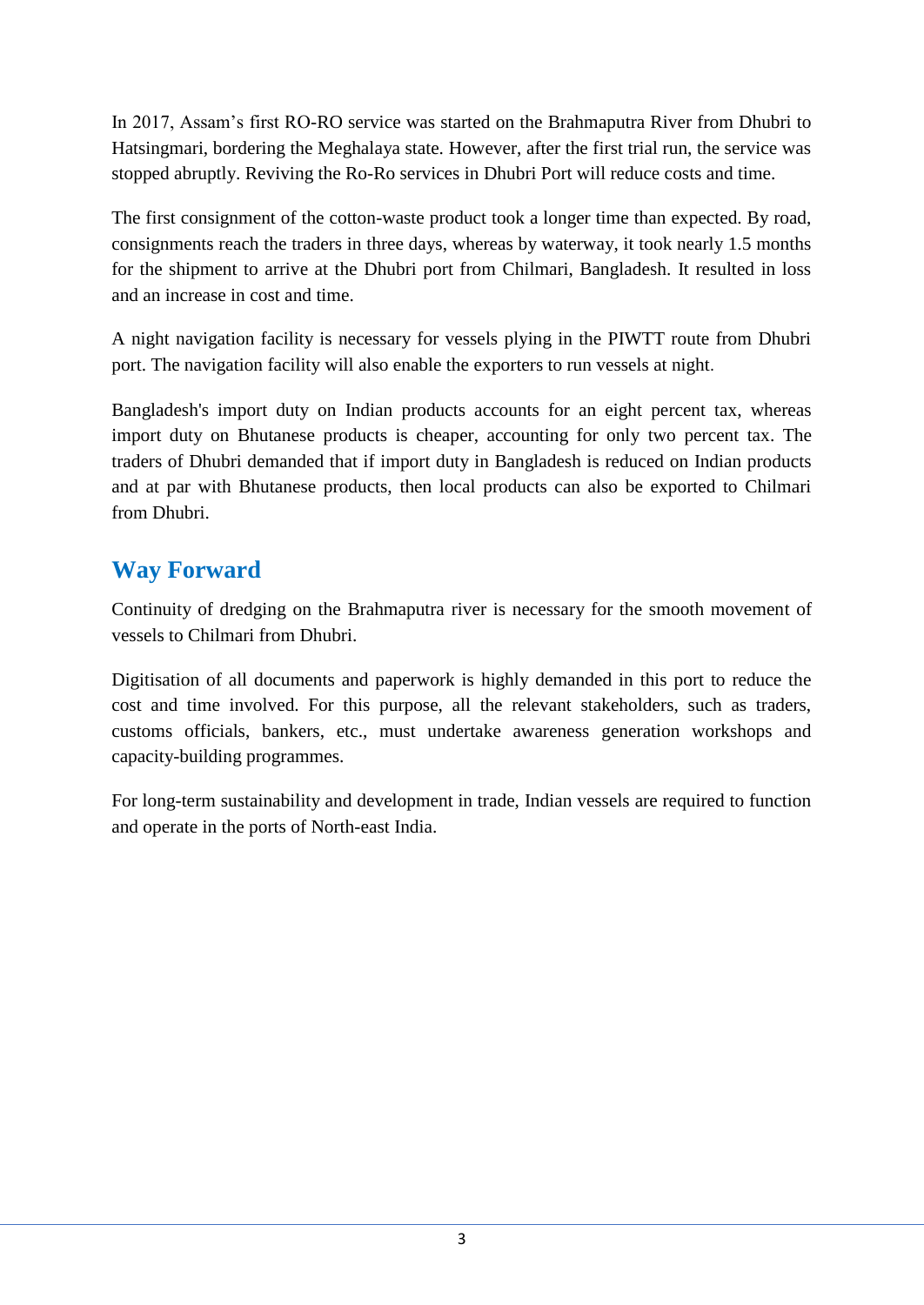In 2017, Assam's first RO-RO service was started on the Brahmaputra River from Dhubri to Hatsingmari, bordering the Meghalaya state. However, after the first trial run, the service was stopped abruptly. Reviving the Ro-Ro services in Dhubri Port will reduce costs and time.

The first consignment of the cotton-waste product took a longer time than expected. By road, consignments reach the traders in three days, whereas by waterway, it took nearly 1.5 months for the shipment to arrive at the Dhubri port from Chilmari, Bangladesh. It resulted in loss and an increase in cost and time.

A night navigation facility is necessary for vessels plying in the PIWTT route from Dhubri port. The navigation facility will also enable the exporters to run vessels at night.

Bangladesh's import duty on Indian products accounts for an eight percent tax, whereas import duty on Bhutanese products is cheaper, accounting for only two percent tax. The traders of Dhubri demanded that if import duty in Bangladesh is reduced on Indian products and at par with Bhutanese products, then local products can also be exported to Chilmari from Dhubri.

## Way Forward

Continuity of dredging on the Brahmaputra river is necessary for the smooth movement of vessels to Chilmari from Dhubri.

Digitisation of all documents and paperwork is highly demanded in this port to reduce the cost and time involved. For this purpose, all the relevant stakeholders, such as traders, customs officials, bankers, etc., must undertake awareness generation workshops and capacity-building programmes.

For long-term sustainability and development in trade, Indian vessels are required to function and operate in the ports of North-east India.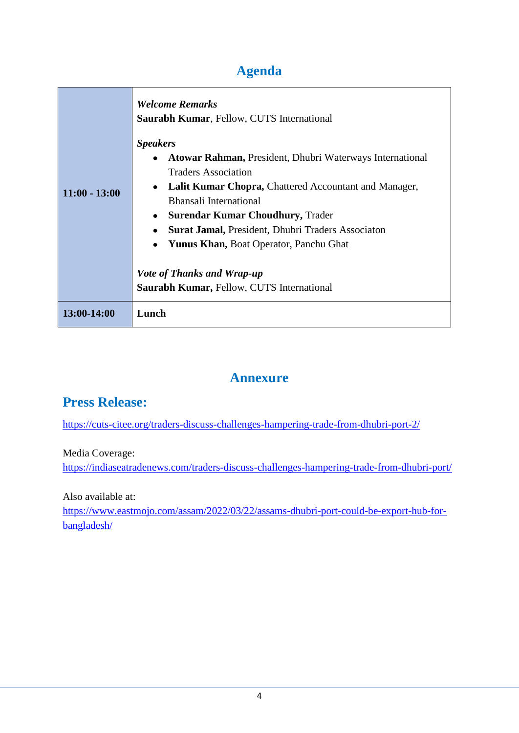## Agenda

| | |
|---|---|
| **11:00 - 13:00** | ***Welcome Remarks***<br>**Saurabh Kumar**, Fellow, CUTS International<br><br>***Speakers***<br>• **Atowar Rahman,** President, Dhubri Waterways International Traders Association<br>• **Lalit Kumar Chopra,** Chattered Accountant and Manager, Bhansali International<br>• **Surendar Kumar Choudhury,** Trader<br>• **Surat Jamal,** President, Dhubri Traders Associaton<br>• **Yunus Khan,** Boat Operator, Panchu Ghat<br><br>***Vote of Thanks and Wrap-up***<br>**Saurabh Kumar,** Fellow, CUTS International |
| **13:00-14:00** | **Lunch** |

## Annexure

## Press Release:

https://cuts-citee.org/traders-discuss-challenges-hampering-trade-from-dhubri-port-2/

Media Coverage:
https://indiaseatradenews.com/traders-discuss-challenges-hampering-trade-from-dhubri-port/

Also available at:
https://www.eastmojo.com/assam/2022/03/22/assams-dhubri-port-could-be-export-hub-for-bangladesh/